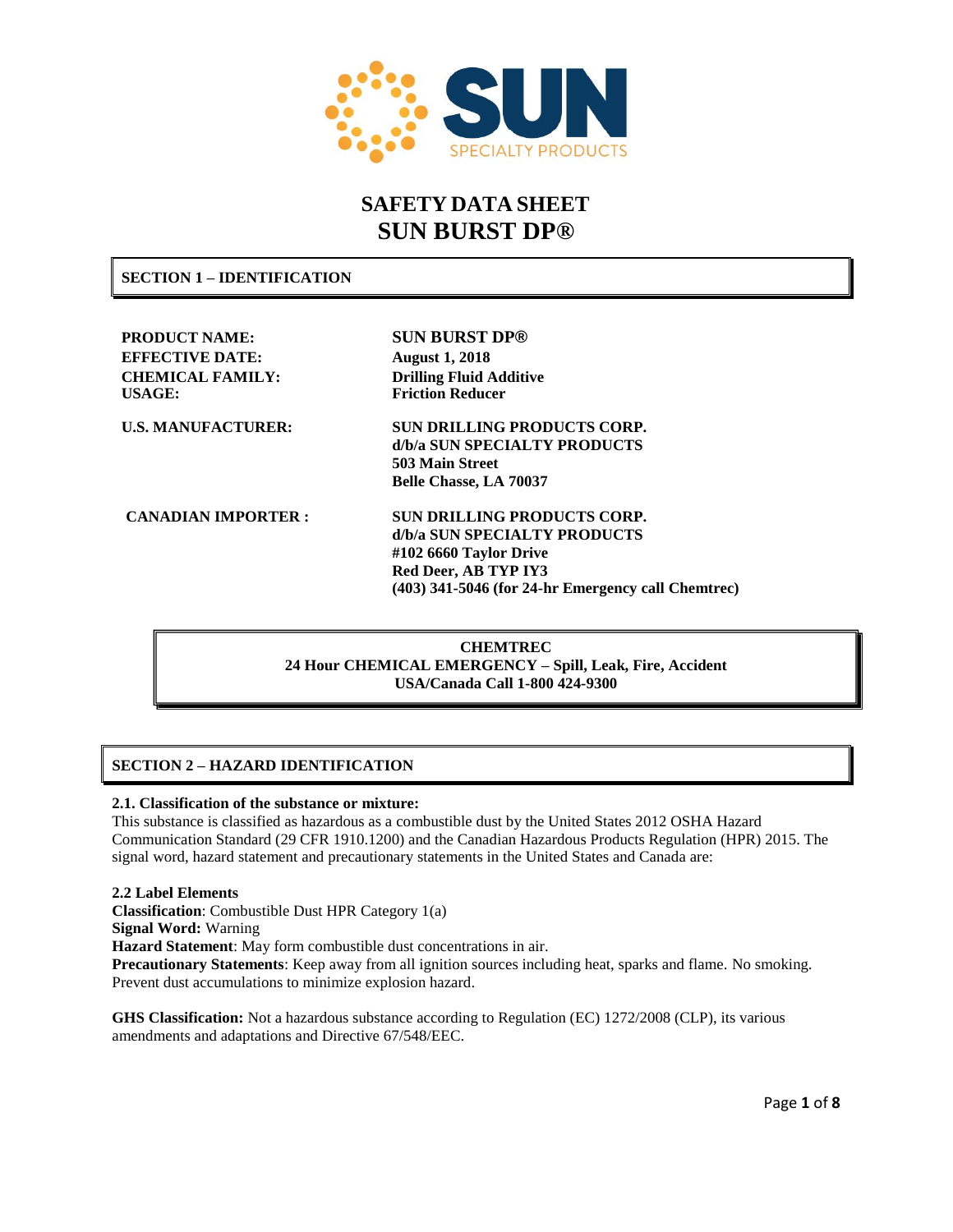SUN SPECIALTY PRODUCTS

# SAFETY DATA SHEET
# SUN BURST DP®

## SECTION 1 – IDENTIFICATION

| | |
|---|---|
| **PRODUCT NAME:** | **SUN BURST DP®** |
| **EFFECTIVE DATE:** | **August 1, 2018** |
| **CHEMICAL FAMILY:** | **Drilling Fluid Additive** |
| **USAGE:** | **Friction Reducer** |
| **U.S. MANUFACTURER:** | **SUN DRILLING PRODUCTS CORP.**<br>**d/b/a SUN SPECIALTY PRODUCTS**<br>**503 Main Street**<br>**Belle Chasse, LA 70037** |
| **CANADIAN IMPORTER :** | **SUN DRILLING PRODUCTS CORP.**<br>**d/b/a SUN SPECIALTY PRODUCTS**<br>**#102 6660 Taylor Drive**<br>**Red Deer, AB TYP IY3**<br>**(403) 341-5046 (for 24-hr Emergency call Chemtrec)** |

**CHEMTREC**
**24 Hour CHEMICAL EMERGENCY – Spill, Leak, Fire, Accident**
**USA/Canada Call 1-800 424-9300**

## SECTION 2 – HAZARD IDENTIFICATION

**2.1. Classification of the substance or mixture:**
This substance is classified as hazardous as a combustible dust by the United States 2012 OSHA Hazard Communication Standard (29 CFR 1910.1200) and the Canadian Hazardous Products Regulation (HPR) 2015. The signal word, hazard statement and precautionary statements in the United States and Canada are:

**2.2 Label Elements**
**Classification**: Combustible Dust HPR Category 1(a)
**Signal Word:** Warning
**Hazard Statement**: May form combustible dust concentrations in air.
**Precautionary Statements**: Keep away from all ignition sources including heat, sparks and flame. No smoking. Prevent dust accumulations to minimize explosion hazard.

**GHS Classification:** Not a hazardous substance according to Regulation (EC) 1272/2008 (CLP), its various amendments and adaptations and Directive 67/548/EEC.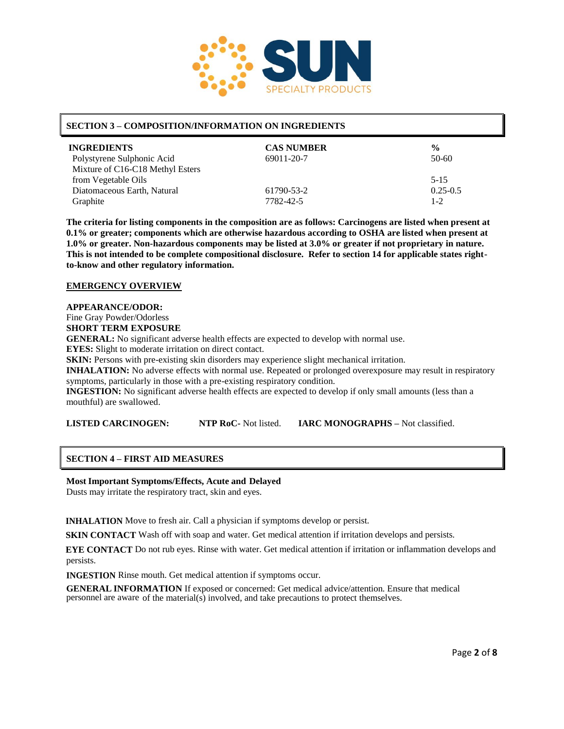## SECTION 3 – COMPOSITION/INFORMATION ON INGREDIENTS

| INGREDIENTS | CAS NUMBER | % |
|---|---|---|
| Polystyrene Sulphonic Acid | 69011-20-7 | 50-60 |
| Mixture of C16-C18 Methyl Esters from Vegetable Oils | | 5-15 |
| Diatomaceous Earth, Natural | 61790-53-2 | 0.25-0.5 |
| Graphite | 7782-42-5 | 1-2 |

**The criteria for listing components in the composition are as follows: Carcinogens are listed when present at 0.1% or greater; components which are otherwise hazardous according to OSHA are listed when present at 1.0% or greater. Non-hazardous components may be listed at 3.0% or greater if not proprietary in nature. This is not intended to be complete compositional disclosure. Refer to section 14 for applicable states right-to-know and other regulatory information.**

### EMERGENCY OVERVIEW

**APPEARANCE/ODOR:**
Fine Gray Powder/Odorless

**SHORT TERM EXPOSURE**

**GENERAL:** No significant adverse health effects are expected to develop with normal use.

**EYES:** Slight to moderate irritation on direct contact.

**SKIN:** Persons with pre-existing skin disorders may experience slight mechanical irritation.

**INHALATION:** No adverse effects with normal use. Repeated or prolonged overexposure may result in respiratory symptoms, particularly in those with a pre-existing respiratory condition.

**INGESTION:** No significant adverse health effects are expected to develop if only small amounts (less than a mouthful) are swallowed.

**LISTED CARCINOGEN:** **NTP RoC-** Not listed. **IARC MONOGRAPHS –** Not classified.

## SECTION 4 – FIRST AID MEASURES

**Most Important Symptoms/Effects, Acute and Delayed**
Dusts may irritate the respiratory tract, skin and eyes.

**INHALATION** Move to fresh air. Call a physician if symptoms develop or persist.

**SKIN CONTACT** Wash off with soap and water. Get medical attention if irritation develops and persists.

**EYE CONTACT** Do not rub eyes. Rinse with water. Get medical attention if irritation or inflammation develops and persists.

**INGESTION** Rinse mouth. Get medical attention if symptoms occur.

**GENERAL INFORMATION** If exposed or concerned: Get medical advice/attention. Ensure that medical personnel are aware of the material(s) involved, and take precautions to protect themselves.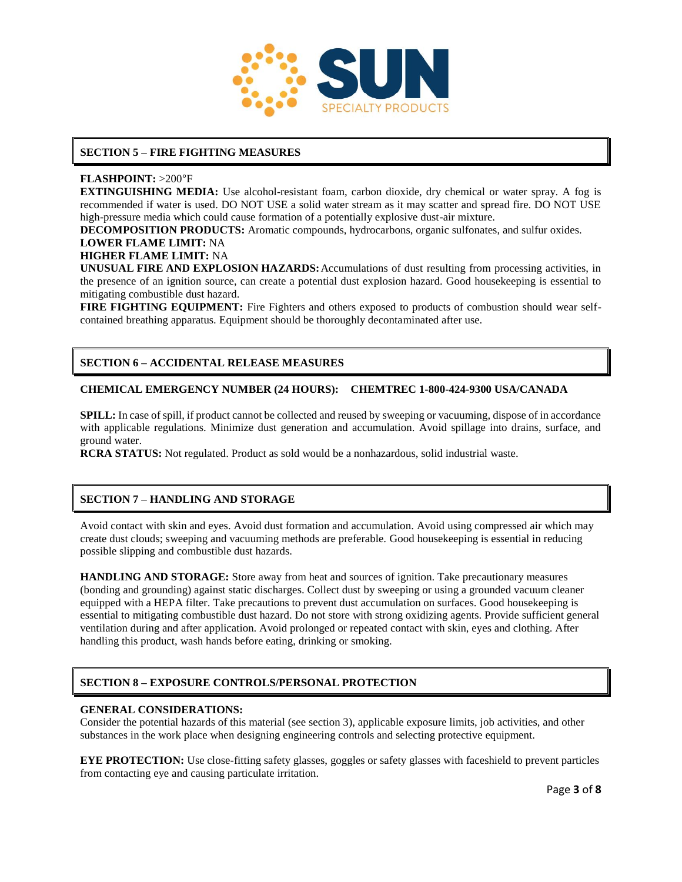## SECTION 5 – FIRE FIGHTING MEASURES

**FLASHPOINT:** >200°F

**EXTINGUISHING MEDIA:** Use alcohol-resistant foam, carbon dioxide, dry chemical or water spray. A fog is recommended if water is used. DO NOT USE a solid water stream as it may scatter and spread fire. DO NOT USE high-pressure media which could cause formation of a potentially explosive dust-air mixture.

**DECOMPOSITION PRODUCTS:** Aromatic compounds, hydrocarbons, organic sulfonates, and sulfur oxides.

**LOWER FLAME LIMIT:** NA

**HIGHER FLAME LIMIT:** NA

**UNUSUAL FIRE AND EXPLOSION HAZARDS:** Accumulations of dust resulting from processing activities, in the presence of an ignition source, can create a potential dust explosion hazard. Good housekeeping is essential to mitigating combustible dust hazard.

**FIRE FIGHTING EQUIPMENT:** Fire Fighters and others exposed to products of combustion should wear self-contained breathing apparatus. Equipment should be thoroughly decontaminated after use.

## SECTION 6 – ACCIDENTAL RELEASE MEASURES

**CHEMICAL EMERGENCY NUMBER (24 HOURS): CHEMTREC 1-800-424-9300 USA/CANADA**

**SPILL:** In case of spill, if product cannot be collected and reused by sweeping or vacuuming, dispose of in accordance with applicable regulations. Minimize dust generation and accumulation. Avoid spillage into drains, surface, and ground water.

**RCRA STATUS:** Not regulated. Product as sold would be a nonhazardous, solid industrial waste.

## SECTION 7 – HANDLING AND STORAGE

Avoid contact with skin and eyes. Avoid dust formation and accumulation. Avoid using compressed air which may create dust clouds; sweeping and vacuuming methods are preferable. Good housekeeping is essential in reducing possible slipping and combustible dust hazards.

**HANDLING AND STORAGE:** Store away from heat and sources of ignition. Take precautionary measures (bonding and grounding) against static discharges. Collect dust by sweeping or using a grounded vacuum cleaner equipped with a HEPA filter. Take precautions to prevent dust accumulation on surfaces. Good housekeeping is essential to mitigating combustible dust hazard. Do not store with strong oxidizing agents. Provide sufficient general ventilation during and after application. Avoid prolonged or repeated contact with skin, eyes and clothing. After handling this product, wash hands before eating, drinking or smoking.

## SECTION 8 – EXPOSURE CONTROLS/PERSONAL PROTECTION

**GENERAL CONSIDERATIONS:**

Consider the potential hazards of this material (see section 3), applicable exposure limits, job activities, and other substances in the work place when designing engineering controls and selecting protective equipment.

**EYE PROTECTION:** Use close-fitting safety glasses, goggles or safety glasses with faceshield to prevent particles from contacting eye and causing particulate irritation.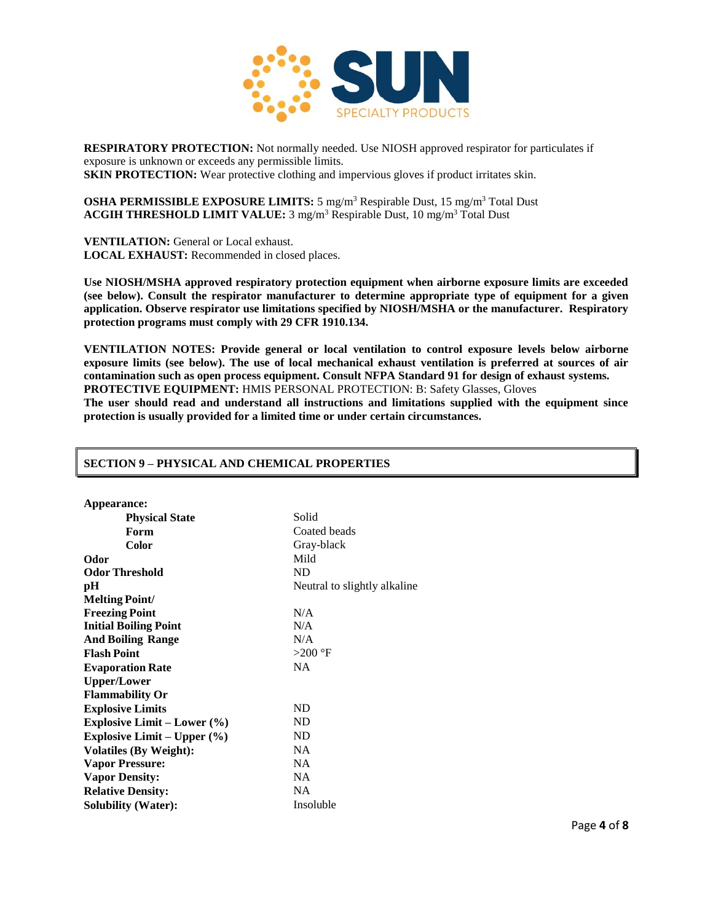**RESPIRATORY PROTECTION:** Not normally needed. Use NIOSH approved respirator for particulates if exposure is unknown or exceeds any permissible limits.
**SKIN PROTECTION:** Wear protective clothing and impervious gloves if product irritates skin.

**OSHA PERMISSIBLE EXPOSURE LIMITS:** 5 $mg/m^3$ Respirable Dust, 15 $mg/m^3$ Total Dust
**ACGIH THRESHOLD LIMIT VALUE:** 3 $mg/m^3$ Respirable Dust, 10 $mg/m^3$ Total Dust

**VENTILATION:** General or Local exhaust.
**LOCAL EXHAUST:** Recommended in closed places.

**Use NIOSH/MSHA approved respiratory protection equipment when airborne exposure limits are exceeded (see below). Consult the respirator manufacturer to determine appropriate type of equipment for a given application. Observe respirator use limitations specified by NIOSH/MSHA or the manufacturer. Respiratory protection programs must comply with 29 CFR 1910.134.**

**VENTILATION NOTES: Provide general or local ventilation to control exposure levels below airborne exposure limits (see below). The use of local mechanical exhaust ventilation is preferred at sources of air contamination such as open process equipment. Consult NFPA Standard 91 for design of exhaust systems.**
**PROTECTIVE EQUIPMENT:** HMIS PERSONAL PROTECTION: B: Safety Glasses, Gloves
**The user should read and understand all instructions and limitations supplied with the equipment since protection is usually provided for a limited time or under certain circumstances.**

## SECTION 9 – PHYSICAL AND CHEMICAL PROPERTIES

| Property | Value |
|---|---|
| **Appearance:** | |
| **Physical State** | Solid |
| **Form** | Coated beads |
| **Color** | Gray-black |
| **Odor** | Mild |
| **Odor Threshold** | ND |
| **pH** | Neutral to slightly alkaline |
| **Melting Point/ Freezing Point** | N/A |
| **Initial Boiling Point** | N/A |
| **And Boiling Range** | N/A |
| **Flash Point** | >200 °F |
| **Evaporation Rate** | NA |
| **Upper/Lower Flammability Or Explosive Limits** | ND |
| **Explosive Limit – Lower (%)** | ND |
| **Explosive Limit – Upper (%)** | ND |
| **Volatiles (By Weight):** | NA |
| **Vapor Pressure:** | NA |
| **Vapor Density:** | NA |
| **Relative Density:** | NA |
| **Solubility (Water):** | Insoluble |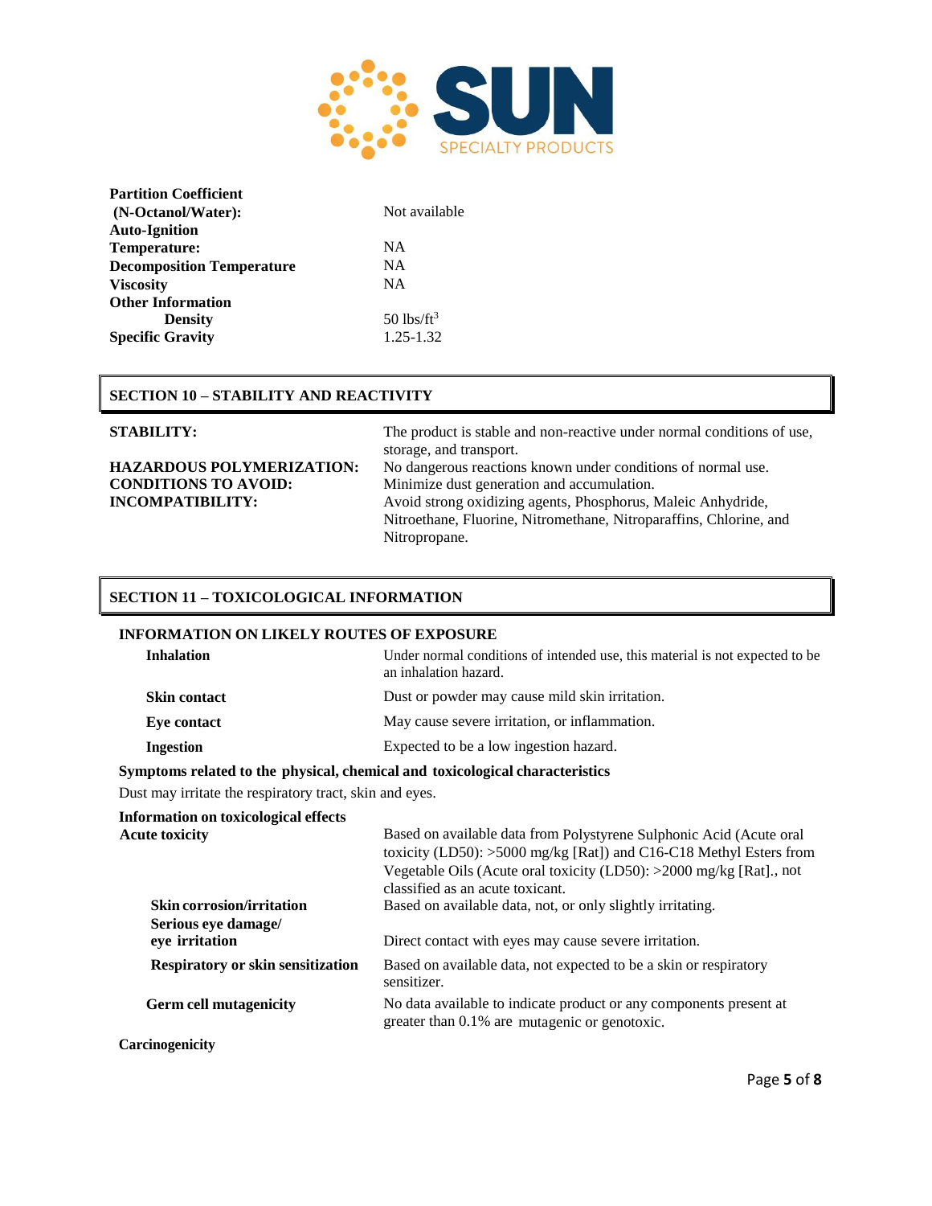| | |
|---|---|
| **Partition Coefficient (N-Octanol/Water):** | Not available |
| **Auto-Ignition Temperature:** | NA |
| **Decomposition Temperature** | NA |
| **Viscosity** | NA |
| **Other Information** | |
| **Density** | 50 lbs/ft$^3$ |
| **Specific Gravity** | 1.25-1.32 |

## SECTION 10 – STABILITY AND REACTIVITY

| | |
|---|---|
| **STABILITY:** | The product is stable and non-reactive under normal conditions of use, storage, and transport. |
| **HAZARDOUS POLYMERIZATION:** | No dangerous reactions known under conditions of normal use. |
| **CONDITIONS TO AVOID:** | Minimize dust generation and accumulation. |
| **INCOMPATIBILITY:** | Avoid strong oxidizing agents, Phosphorus, Maleic Anhydride, Nitroethane, Fluorine, Nitromethane, Nitroparaffins, Chlorine, and Nitropropane. |

## SECTION 11 – TOXICOLOGICAL INFORMATION

**INFORMATION ON LIKELY ROUTES OF EXPOSURE**

| | |
|---|---|
| **Inhalation** | Under normal conditions of intended use, this material is not expected to be an inhalation hazard. |
| **Skin contact** | Dust or powder may cause mild skin irritation. |
| **Eye contact** | May cause severe irritation, or inflammation. |
| **Ingestion** | Expected to be a low ingestion hazard. |

**Symptoms related to the physical, chemical and toxicological characteristics**

Dust may irritate the respiratory tract, skin and eyes.

**Information on toxicological effects**

| | |
|---|---|
| **Acute toxicity** | Based on available data from Polystyrene Sulphonic Acid (Acute oral toxicity (LD50): >5000 mg/kg [Rat]) and C16-C18 Methyl Esters from Vegetable Oils (Acute oral toxicity (LD50): >2000 mg/kg [Rat]., not classified as an acute toxicant. |
| **Skin corrosion/irritation** | Based on available data, not, or only slightly irritating. |
| **Serious eye damage/ eye irritation** | Direct contact with eyes may cause severe irritation. |
| **Respiratory or skin sensitization** | Based on available data, not expected to be a skin or respiratory sensitizer. |
| **Germ cell mutagenicity** | No data available to indicate product or any components present at greater than 0.1% are mutagenic or genotoxic. |

**Carcinogenicity**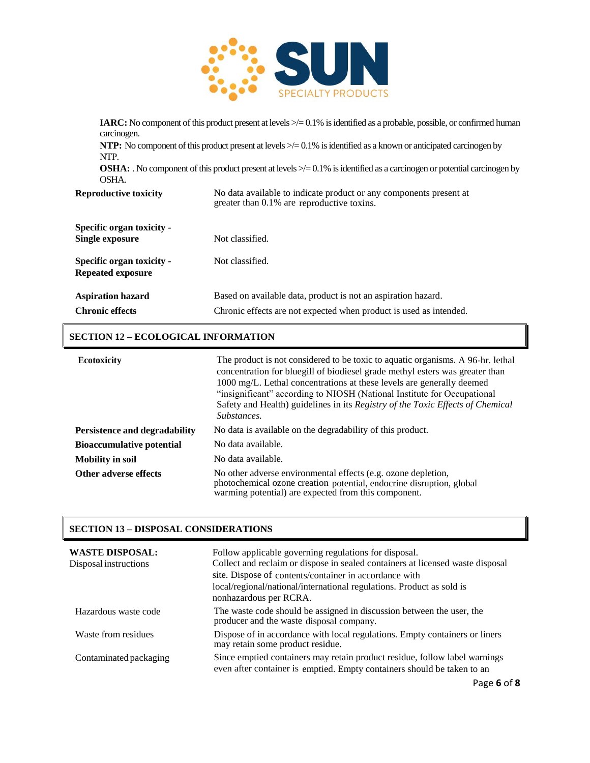**IARC:** No component of this product present at levels >/= 0.1% is identified as a probable, possible, or confirmed human carcinogen.

**NTP:** No component of this product present at levels >/= 0.1% is identified as a known or anticipated carcinogen by NTP.

**OSHA:** . No component of this product present at levels >/= 0.1% is identified as a carcinogen or potential carcinogen by OSHA.

| | |
|---|---|
| **Reproductive toxicity** | No data available to indicate product or any components present at greater than 0.1% are reproductive toxins. |
| **Specific organ toxicity - Single exposure** | Not classified. |
| **Specific organ toxicity - Repeated exposure** | Not classified. |
| **Aspiration hazard** | Based on available data, product is not an aspiration hazard. |
| **Chronic effects** | Chronic effects are not expected when product is used as intended. |

## SECTION 12 – ECOLOGICAL INFORMATION

| | |
|---|---|
| **Ecotoxicity** | The product is not considered to be toxic to aquatic organisms. A 96-hr. lethal concentration for bluegill of biodiesel grade methyl esters was greater than 1000 mg/L. Lethal concentrations at these levels are generally deemed "insignificant" according to NIOSH (National Institute for Occupational Safety and Health) guidelines in its *Registry of the Toxic Effects of Chemical Substances.* |
| **Persistence and degradability** | No data is available on the degradability of this product. |
| **Bioaccumulative potential** | No data available. |
| **Mobility in soil** | No data available. |
| **Other adverse effects** | No other adverse environmental effects (e.g. ozone depletion, photochemical ozone creation potential, endocrine disruption, global warming potential) are expected from this component. |

## SECTION 13 – DISPOSAL CONSIDERATIONS

| | |
|---|---|
| **WASTE DISPOSAL:** Disposal instructions | Follow applicable governing regulations for disposal. Collect and reclaim or dispose in sealed containers at licensed waste disposal site. Dispose of contents/container in accordance with local/regional/national/international regulations. Product as sold is nonhazardous per RCRA. |
| Hazardous waste code | The waste code should be assigned in discussion between the user, the producer and the waste disposal company. |
| Waste from residues | Dispose of in accordance with local regulations. Empty containers or liners may retain some product residue. |
| Contaminated packaging | Since emptied containers may retain product residue, follow label warnings even after container is emptied. Empty containers should be taken to an |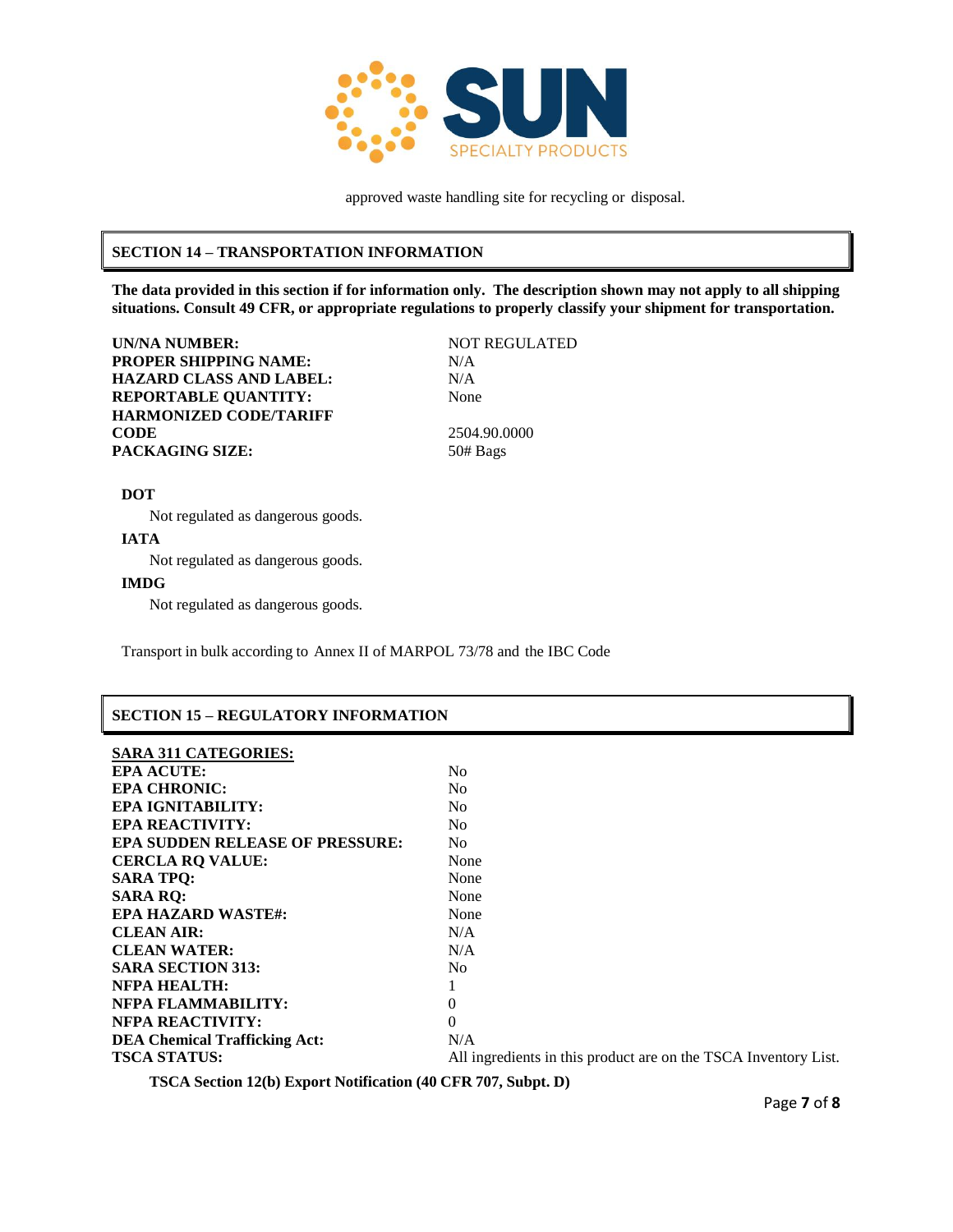approved waste handling site for recycling or disposal.

## SECTION 14 – TRANSPORTATION INFORMATION

**The data provided in this section if for information only. The description shown may not apply to all shipping situations. Consult 49 CFR, or appropriate regulations to properly classify your shipment for transportation.**

| | |
|---|---|
| **UN/NA NUMBER:** | NOT REGULATED |
| **PROPER SHIPPING NAME:** | N/A |
| **HAZARD CLASS AND LABEL:** | N/A |
| **REPORTABLE QUANTITY:** | None |
| **HARMONIZED CODE/TARIFF CODE** | 2504.90.0000 |
| **PACKAGING SIZE:** | 50# Bags |

**DOT**

Not regulated as dangerous goods.

**IATA**

Not regulated as dangerous goods.

**IMDG**

Not regulated as dangerous goods.

Transport in bulk according to Annex II of MARPOL 73/78 and the IBC Code

## SECTION 15 – REGULATORY INFORMATION

| **SARA 311 CATEGORIES:** | |
|---|---|
| **EPA ACUTE:** | No |
| **EPA CHRONIC:** | No |
| **EPA IGNITABILITY:** | No |
| **EPA REACTIVITY:** | No |
| **EPA SUDDEN RELEASE OF PRESSURE:** | No |
| **CERCLA RQ VALUE:** | None |
| **SARA TPQ:** | None |
| **SARA RQ:** | None |
| **EPA HAZARD WASTE#:** | None |
| **CLEAN AIR:** | N/A |
| **CLEAN WATER:** | N/A |
| **SARA SECTION 313:** | No |
| **NFPA HEALTH:** | 1 |
| **NFPA FLAMMABILITY:** | 0 |
| **NFPA REACTIVITY:** | 0 |
| **DEA Chemical Trafficking Act:** | N/A |
| **TSCA STATUS:** | All ingredients in this product are on the TSCA Inventory List. |

**TSCA Section 12(b) Export Notification (40 CFR 707, Subpt. D)**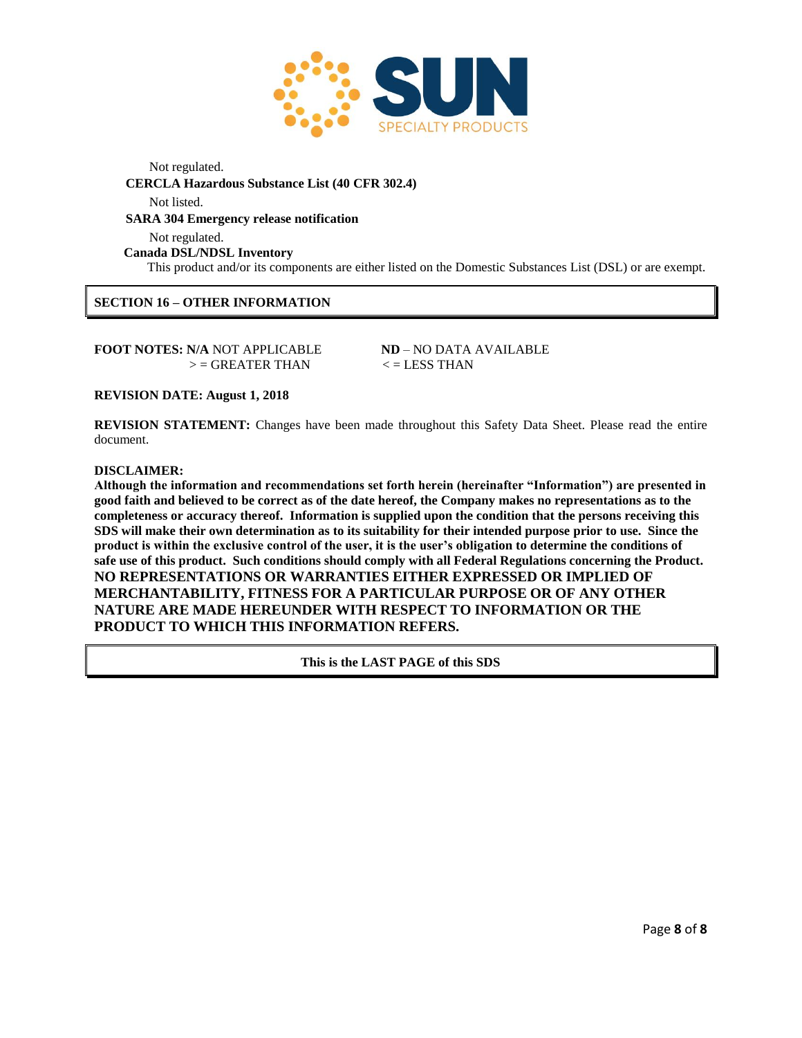Not regulated.

**CERCLA Hazardous Substance List (40 CFR 302.4)**

Not listed.

**SARA 304 Emergency release notification**

Not regulated.

**Canada DSL/NDSL Inventory**

This product and/or its components are either listed on the Domestic Substances List (DSL) or are exempt.

## SECTION 16 – OTHER INFORMATION

**FOOT NOTES: N/A** NOT APPLICABLE
> = GREATER THAN

**ND** – NO DATA AVAILABLE
< = LESS THAN

**REVISION DATE: August 1, 2018**

**REVISION STATEMENT:** Changes have been made throughout this Safety Data Sheet. Please read the entire document.

**DISCLAIMER:**

**Although the information and recommendations set forth herein (hereinafter "Information") are presented in good faith and believed to be correct as of the date hereof, the Company makes no representations as to the completeness or accuracy thereof. Information is supplied upon the condition that the persons receiving this SDS will make their own determination as to its suitability for their intended purpose prior to use. Since the product is within the exclusive control of the user, it is the user's obligation to determine the conditions of safe use of this product. Such conditions should comply with all Federal Regulations concerning the Product.**
**NO REPRESENTATIONS OR WARRANTIES EITHER EXPRESSED OR IMPLIED OF MERCHANTABILITY, FITNESS FOR A PARTICULAR PURPOSE OR OF ANY OTHER NATURE ARE MADE HEREUNDER WITH RESPECT TO INFORMATION OR THE PRODUCT TO WHICH THIS INFORMATION REFERS.**

**This is the LAST PAGE of this SDS**